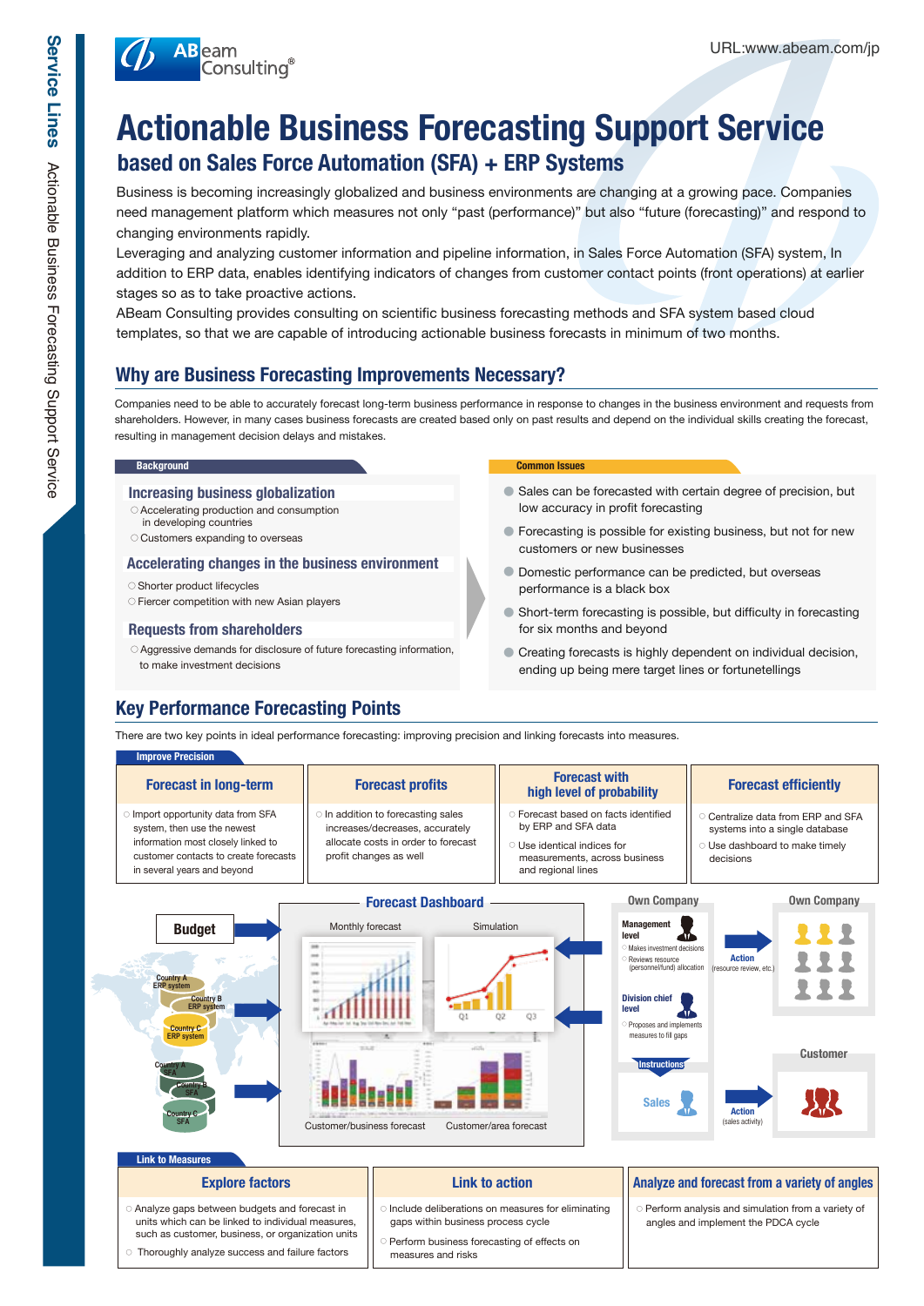Service Lines Actionable Business Forecasting Support Service

ABeam Consulting®

URL:www.abeam.com/jp

# Actionable Business Forecasting Support Service

## based on Sales Force Automation (SFA) + ERP Systems

Business is becoming increasingly globalized and business environments are changing at a growing pace. Companies need management platform which measures not only “past (performance)” but also “future (forecasting)” and respond to changing environments rapidly.

Leveraging and analyzing customer information and pipeline information, in Sales Force Automation (SFA) system, In addition to ERP data, enables identifying indicators of changes from customer contact points (front operations) at earlier stages so as to take proactive actions.

ABeam Consulting provides consulting on scientific business forecasting methods and SFA system based cloud templates, so that we are capable of introducing actionable business forecasts in minimum of two months.

## Why are Business Forecasting Improvements Necessary?

Companies need to be able to accurately forecast long-term business performance in response to changes in the business environment and requests from shareholders. However, in many cases business forecasts are created based only on past results and depend on the individual skills creating the forecast, resulting in management decision delays and mistakes.

**Background**

### Increasing business globalization

- Accelerating production and consumption in developing countries
- Customers expanding to overseas

### Accelerating changes in the business environment

- Shorter product lifecycles
- Fiercer competition with new Asian players

### Requests from shareholders

- Aggressive demands for disclosure of future forecasting information, to make investment decisions

**Common Issues**

- Sales can be forecasted with certain degree of precision, but low accuracy in profit forecasting
- Forecasting is possible for existing business, but not for new customers or new businesses
- Domestic performance can be predicted, but overseas performance is a black box
- Short-term forecasting is possible, but difficulty in forecasting for six months and beyond
- Creating forecasts is highly dependent on individual decision, ending up being mere target lines or fortunetellings

## Key Performance Forecasting Points

There are two key points in ideal performance forecasting: improving precision and linking forecasts into measures.

**Improve Precision**

| Forecast in long-term | Forecast profits | Forecast with high level of probability | Forecast efficiently |
|---|---|---|---|
| Import opportunity data from SFA system, then use the newest information most closely linked to customer contacts to create forecasts in several years and beyond | In addition to forecasting sales increases/decreases, accurately allocate costs in order to forecast profit changes as well | Forecast based on facts identified by ERP and SFA data<br>Use identical indices for measurements, across business and regional lines | Centralize data from ERP and SFA systems into a single database<br>Use dashboard to make timely decisions |

**Forecast Dashboard**

Budget

Country A ERP system; Country B ERP system; Country C ERP system

Country A SFA; Country B SFA; Country C SFA

Monthly forecast — Simulation — Customer/business forecast — Customer/area forecast

Own Company

- Management level
  - Makes investment decisions
  - Reviews resource (personnel/fund) allocation
- Division chief level
  - Proposes and implements measures to fill gaps
- Instructions
- Sales

Action (resource review, etc.) → Own Company

Action (sales activity) → Customer

**Link to Measures**

| Explore factors | Link to action | Analyze and forecast from a variety of angles |
|---|---|---|
| Analyze gaps between budgets and forecast in units which can be linked to individual measures, such as customer, business, or organization units<br>Thoroughly analyze success and failure factors | Include deliberations on measures for eliminating gaps within business process cycle<br>Perform business forecasting of effects on measures and risks | Perform analysis and simulation from a variety of angles and implement the PDCA cycle |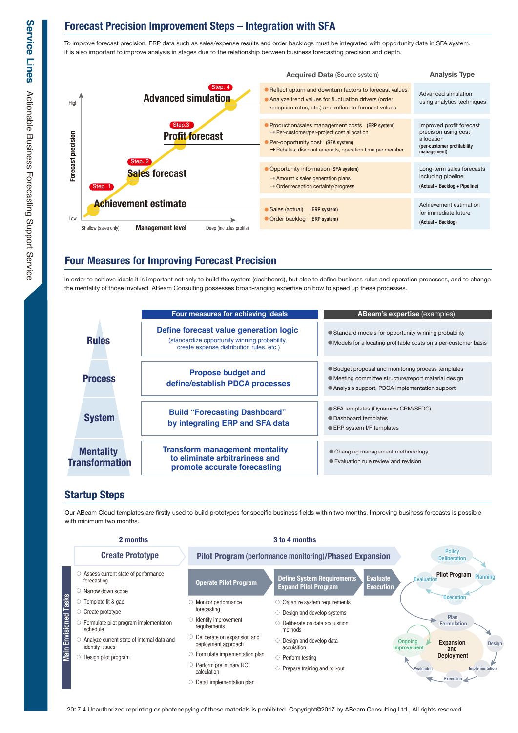# Forecast Precision Improvement Steps – Integration with SFA

To improve forecast precision, ERP data such as sales/expense results and order backlogs must be integrated with opportunity data in SFA system.
It is also important to improve analysis in stages due to the relationship between business forecasting precision and depth.

High
Forecast precision
Low
Shallow (sales only)
Management level
Deep (includes profits)

Step. 1 Achievement estimate
Step. 2 Sales forecast
Step.3 Profit forecast
Step. 4 Advanced simulation

| Step | Acquired Data (Source system) | Analysis Type |
|---|---|---|
| Step. 4 Advanced simulation | ● Reflect upturn and downturn factors to forecast values<br>● Analyze trend values for fluctuation drivers (order reception rates, etc.) and reflect to forecast values | Advanced simulation using analytics techniques |
| Step.3 Profit forecast | ● Production/sales management costs (ERP system)<br>→ Per-customer/per-project cost allocation<br>● Per-opportunity cost (SFA system)<br>→ Rebates, discount amounts, operation time per member | Improved profit forecast precision using cost allocation (per-customer profitability management) |
| Step. 2 Sales forecast | ● Opportunity information (SFA system)<br>→ Amount x sales generation plans<br>→ Order reception certainty/progress | Long-term sales forecasts including pipeline (Actual + Backlog + Pipeline) |
| Step. 1 Achievement estimate | ● Sales (actual) (ERP system)<br>● Order backlog (ERP system) | Achievement estimation for immediate future (Actual + Backlog) |

# Four Measures for Improving Forecast Precision

In order to achieve ideals it is important not only to build the system (dashboard), but also to define business rules and operation processes, and to change the mentality of those involved. ABeam Consulting possesses broad-ranging expertise on how to speed up these processes.

| | Four measures for achieving ideals | ABeam's expertise (examples) |
|---|---|---|
| Rules | Define forecast value generation logic (standardize opportunity winning probability, create expense distribution rules, etc.) | ● Standard models for opportunity winning probability<br>● Models for allocating profitable costs on a per-customer basis |
| Process | Propose budget and define/establish PDCA processes | ● Budget proposal and monitoring process templates<br>● Meeting committee structure/report material design<br>● Analysis support, PDCA implementation support |
| System | Build "Forecasting Dashboard" by integrating ERP and SFA data | ● SFA templates (Dynamics CRM/SFDC)<br>● Dashboard templates<br>● ERP system I/F templates |
| Mentality Transformation | Transform management mentality to eliminate arbitrariness and promote accurate forecasting | ● Changing management methodology<br>● Evaluation rule review and revision |

# Startup Steps

Our ABeam Cloud templates are firstly used to build prototypes for specific business fields within two months. Improving business forecasts is possible with minimum two months.

**Main Envisioned Tasks**

**2 months — Create Prototype**

- Assess current state of performance forecasting
- Narrow down scope
- Template fit & gap
- Create prototype
- Formulate pilot program implementation schedule
- Analyze current state of internal data and identify issues
- Design pilot program

**3 to 4 months — Pilot Program (performance monitoring)/Phased Expansion**

**Operate Pilot Program**

- Monitor performance forecasting
- Identify improvement requirements
- Deliberate on expansion and deployment approach
- Formulate implementation plan
- Perform preliminary ROI calculation
- Detail implementation plan

**Define System Requirements Expand Pilot Program**

- Organize system requirements
- Design and develop systems
- Deliberate on data acquisition methods
- Design and develop data acquisition
- Perform testing
- Prepare training and roll-out

**Evaluate Execution**

Pilot Program: Policy Deliberation, Planning, Execution, Evaluation

Expansion and Deployment: Plan Formulation, Design, Implementation, Execution, Evaluation, Ongoing Improvement

2017.4 Unauthorized reprinting or photocopying of these materials is prohibited. Copyright©2017 by ABeam Consulting Ltd., All rights reserved.